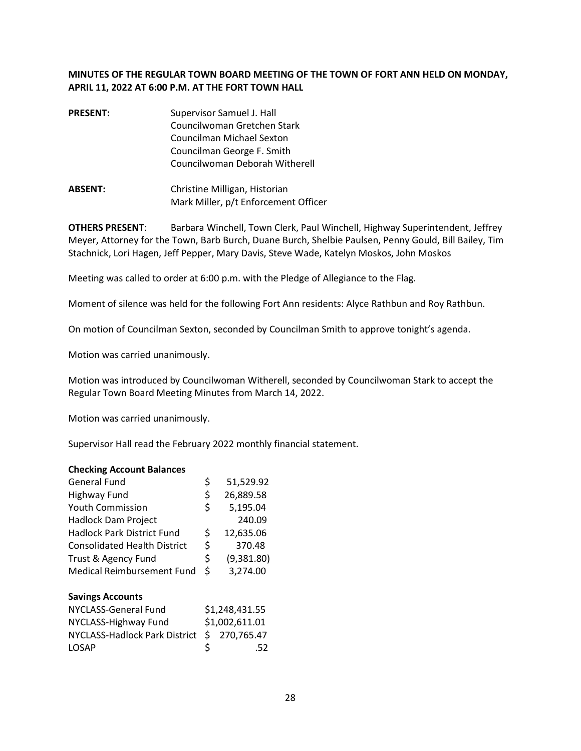**MINUTES OF THE REGULAR TOWN BOARD MEETING OF THE TOWN OF FORT ANN HELD ON MONDAY, APRIL 11, 2022 AT 6:00 P.M. AT THE FORT TOWN HALL**

**PRESENT:** Supervisor Samuel J. Hall
Councilwoman Gretchen Stark
Councilman Michael Sexton
Councilman George F. Smith
Councilwoman Deborah Witherell

**ABSENT:** Christine Milligan, Historian
Mark Miller, p/t Enforcement Officer

**OTHERS PRESENT**: Barbara Winchell, Town Clerk, Paul Winchell, Highway Superintendent, Jeffrey Meyer, Attorney for the Town, Barb Burch, Duane Burch, Shelbie Paulsen, Penny Gould, Bill Bailey, Tim Stachnick, Lori Hagen, Jeff Pepper, Mary Davis, Steve Wade, Katelyn Moskos, John Moskos

Meeting was called to order at 6:00 p.m. with the Pledge of Allegiance to the Flag.

Moment of silence was held for the following Fort Ann residents: Alyce Rathbun and Roy Rathbun.

On motion of Councilman Sexton, seconded by Councilman Smith to approve tonight's agenda.

Motion was carried unanimously.

Motion was introduced by Councilwoman Witherell, seconded by Councilwoman Stark to accept the Regular Town Board Meeting Minutes from March 14, 2022.

Motion was carried unanimously.

Supervisor Hall read the February 2022 monthly financial statement.

**Checking Account Balances**

| | |
|---|---|
| General Fund | $ 51,529.92 |
| Highway Fund | $ 26,889.58 |
| Youth Commission | $ 5,195.04 |
| Hadlock Dam Project | 240.09 |
| Hadlock Park District Fund | $ 12,635.06 |
| Consolidated Health District | $ 370.48 |
| Trust & Agency Fund | $ (9,381.80) |
| Medical Reimbursement Fund | $ 3,274.00 |

**Savings Accounts**

| | |
|---|---|
| NYCLASS-General Fund | $1,248,431.55 |
| NYCLASS-Highway Fund | $1,002,611.01 |
| NYCLASS-Hadlock Park District | $ 270,765.47 |
| LOSAP | $ .52 |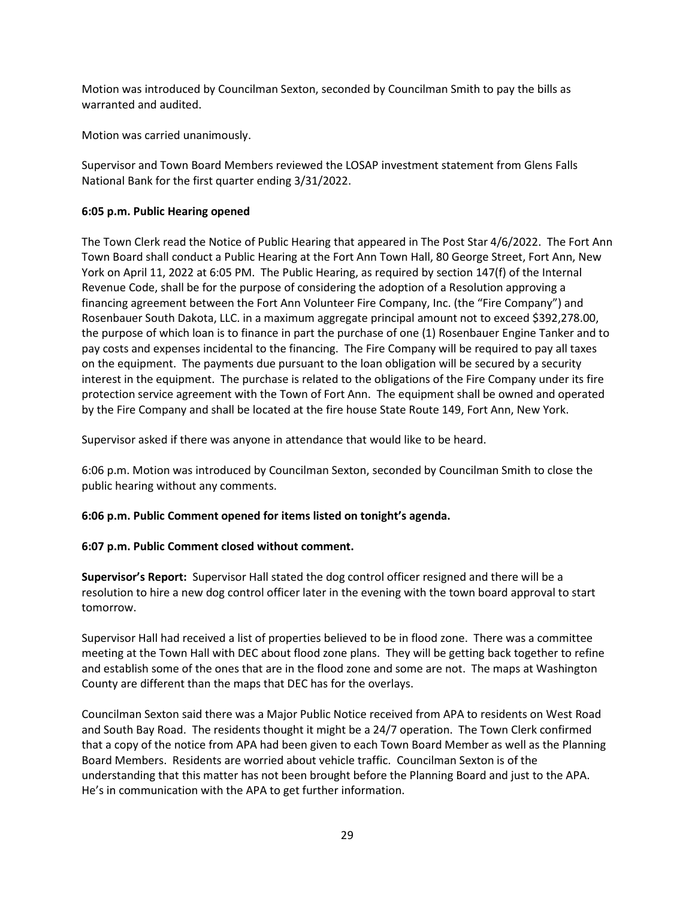Motion was introduced by Councilman Sexton, seconded by Councilman Smith to pay the bills as warranted and audited.

Motion was carried unanimously.

Supervisor and Town Board Members reviewed the LOSAP investment statement from Glens Falls National Bank for the first quarter ending 3/31/2022.

**6:05 p.m. Public Hearing opened**

The Town Clerk read the Notice of Public Hearing that appeared in The Post Star 4/6/2022. The Fort Ann Town Board shall conduct a Public Hearing at the Fort Ann Town Hall, 80 George Street, Fort Ann, New York on April 11, 2022 at 6:05 PM. The Public Hearing, as required by section 147(f) of the Internal Revenue Code, shall be for the purpose of considering the adoption of a Resolution approving a financing agreement between the Fort Ann Volunteer Fire Company, Inc. (the "Fire Company") and Rosenbauer South Dakota, LLC. in a maximum aggregate principal amount not to exceed $392,278.00, the purpose of which loan is to finance in part the purchase of one (1) Rosenbauer Engine Tanker and to pay costs and expenses incidental to the financing. The Fire Company will be required to pay all taxes on the equipment. The payments due pursuant to the loan obligation will be secured by a security interest in the equipment. The purchase is related to the obligations of the Fire Company under its fire protection service agreement with the Town of Fort Ann. The equipment shall be owned and operated by the Fire Company and shall be located at the fire house State Route 149, Fort Ann, New York.

Supervisor asked if there was anyone in attendance that would like to be heard.

6:06 p.m. Motion was introduced by Councilman Sexton, seconded by Councilman Smith to close the public hearing without any comments.

**6:06 p.m. Public Comment opened for items listed on tonight's agenda.**

**6:07 p.m. Public Comment closed without comment.**

**Supervisor's Report:** Supervisor Hall stated the dog control officer resigned and there will be a resolution to hire a new dog control officer later in the evening with the town board approval to start tomorrow.

Supervisor Hall had received a list of properties believed to be in flood zone. There was a committee meeting at the Town Hall with DEC about flood zone plans. They will be getting back together to refine and establish some of the ones that are in the flood zone and some are not. The maps at Washington County are different than the maps that DEC has for the overlays.

Councilman Sexton said there was a Major Public Notice received from APA to residents on West Road and South Bay Road. The residents thought it might be a 24/7 operation. The Town Clerk confirmed that a copy of the notice from APA had been given to each Town Board Member as well as the Planning Board Members. Residents are worried about vehicle traffic. Councilman Sexton is of the understanding that this matter has not been brought before the Planning Board and just to the APA. He's in communication with the APA to get further information.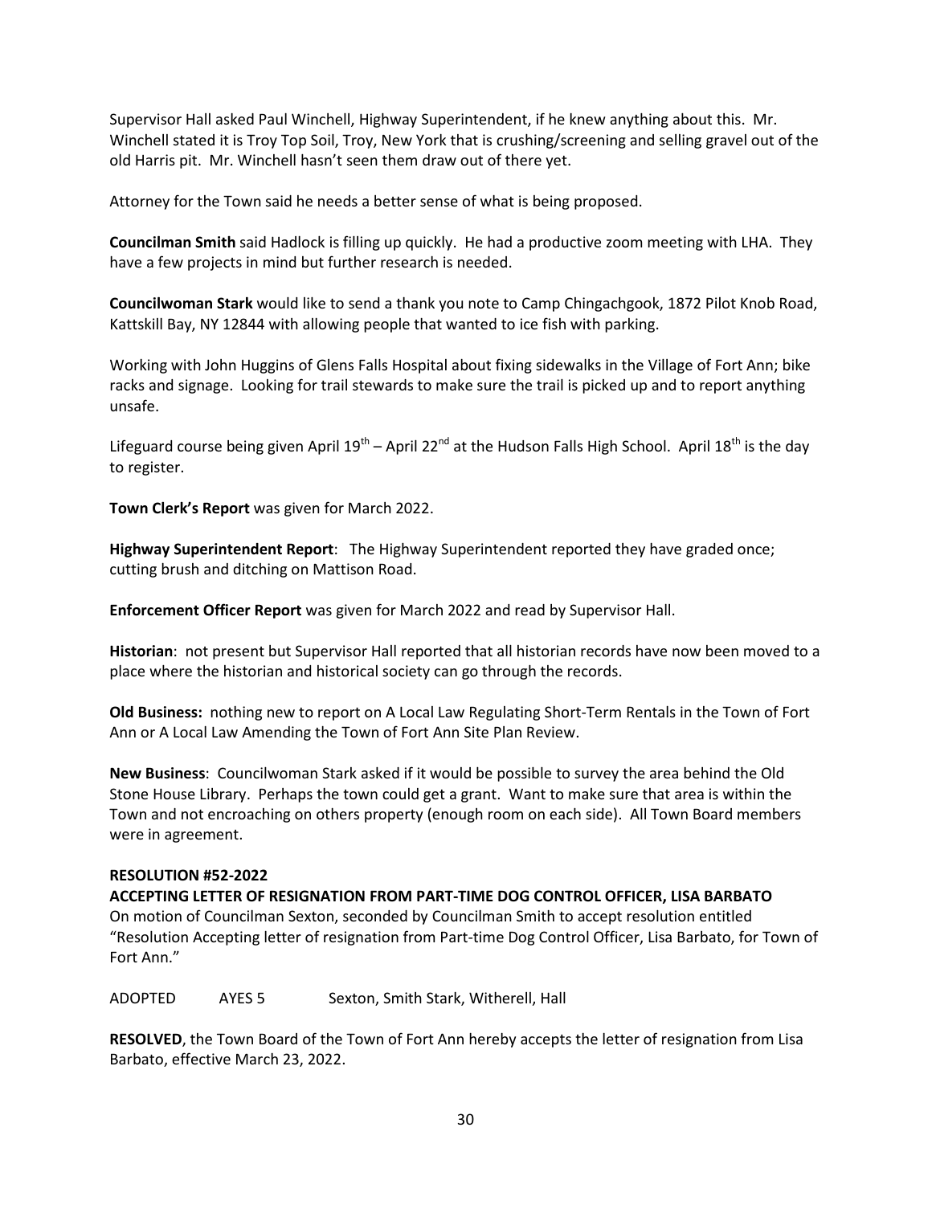Supervisor Hall asked Paul Winchell, Highway Superintendent, if he knew anything about this. Mr. Winchell stated it is Troy Top Soil, Troy, New York that is crushing/screening and selling gravel out of the old Harris pit. Mr. Winchell hasn't seen them draw out of there yet.

Attorney for the Town said he needs a better sense of what is being proposed.

**Councilman Smith** said Hadlock is filling up quickly. He had a productive zoom meeting with LHA. They have a few projects in mind but further research is needed.

**Councilwoman Stark** would like to send a thank you note to Camp Chingachgook, 1872 Pilot Knob Road, Kattskill Bay, NY 12844 with allowing people that wanted to ice fish with parking.

Working with John Huggins of Glens Falls Hospital about fixing sidewalks in the Village of Fort Ann; bike racks and signage. Looking for trail stewards to make sure the trail is picked up and to report anything unsafe.

Lifeguard course being given April 19th – April 22nd at the Hudson Falls High School. April 18th is the day to register.

**Town Clerk's Report** was given for March 2022.

**Highway Superintendent Report**: The Highway Superintendent reported they have graded once; cutting brush and ditching on Mattison Road.

**Enforcement Officer Report** was given for March 2022 and read by Supervisor Hall.

**Historian**: not present but Supervisor Hall reported that all historian records have now been moved to a place where the historian and historical society can go through the records.

**Old Business:** nothing new to report on A Local Law Regulating Short-Term Rentals in the Town of Fort Ann or A Local Law Amending the Town of Fort Ann Site Plan Review.

**New Business**: Councilwoman Stark asked if it would be possible to survey the area behind the Old Stone House Library. Perhaps the town could get a grant. Want to make sure that area is within the Town and not encroaching on others property (enough room on each side). All Town Board members were in agreement.

**RESOLUTION #52-2022**

**ACCEPTING LETTER OF RESIGNATION FROM PART-TIME DOG CONTROL OFFICER, LISA BARBATO**

On motion of Councilman Sexton, seconded by Councilman Smith to accept resolution entitled "Resolution Accepting letter of resignation from Part-time Dog Control Officer, Lisa Barbato, for Town of Fort Ann."

ADOPTED AYES 5 Sexton, Smith Stark, Witherell, Hall

**RESOLVED**, the Town Board of the Town of Fort Ann hereby accepts the letter of resignation from Lisa Barbato, effective March 23, 2022.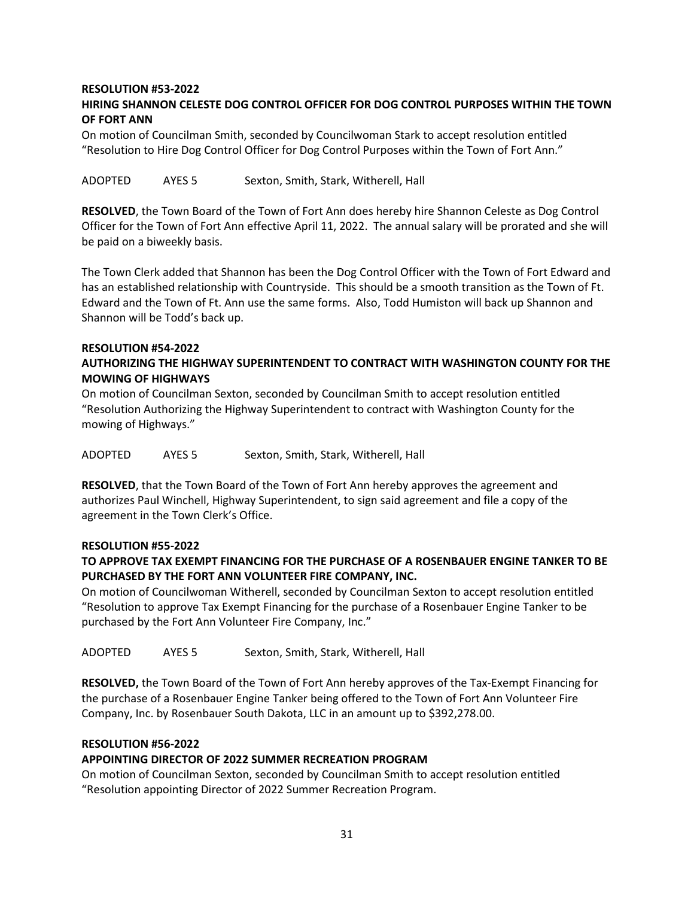**RESOLUTION #53-2022**

**HIRING SHANNON CELESTE DOG CONTROL OFFICER FOR DOG CONTROL PURPOSES WITHIN THE TOWN OF FORT ANN**

On motion of Councilman Smith, seconded by Councilwoman Stark to accept resolution entitled "Resolution to Hire Dog Control Officer for Dog Control Purposes within the Town of Fort Ann."

ADOPTED AYES 5 Sexton, Smith, Stark, Witherell, Hall

**RESOLVED**, the Town Board of the Town of Fort Ann does hereby hire Shannon Celeste as Dog Control Officer for the Town of Fort Ann effective April 11, 2022. The annual salary will be prorated and she will be paid on a biweekly basis.

The Town Clerk added that Shannon has been the Dog Control Officer with the Town of Fort Edward and has an established relationship with Countryside. This should be a smooth transition as the Town of Ft. Edward and the Town of Ft. Ann use the same forms. Also, Todd Humiston will back up Shannon and Shannon will be Todd's back up.

**RESOLUTION #54-2022**

**AUTHORIZING THE HIGHWAY SUPERINTENDENT TO CONTRACT WITH WASHINGTON COUNTY FOR THE MOWING OF HIGHWAYS**

On motion of Councilman Sexton, seconded by Councilman Smith to accept resolution entitled "Resolution Authorizing the Highway Superintendent to contract with Washington County for the mowing of Highways."

ADOPTED AYES 5 Sexton, Smith, Stark, Witherell, Hall

**RESOLVED**, that the Town Board of the Town of Fort Ann hereby approves the agreement and authorizes Paul Winchell, Highway Superintendent, to sign said agreement and file a copy of the agreement in the Town Clerk's Office.

**RESOLUTION #55-2022**

**TO APPROVE TAX EXEMPT FINANCING FOR THE PURCHASE OF A ROSENBAUER ENGINE TANKER TO BE PURCHASED BY THE FORT ANN VOLUNTEER FIRE COMPANY, INC.**

On motion of Councilwoman Witherell, seconded by Councilman Sexton to accept resolution entitled "Resolution to approve Tax Exempt Financing for the purchase of a Rosenbauer Engine Tanker to be purchased by the Fort Ann Volunteer Fire Company, Inc."

ADOPTED AYES 5 Sexton, Smith, Stark, Witherell, Hall

**RESOLVED,** the Town Board of the Town of Fort Ann hereby approves of the Tax-Exempt Financing for the purchase of a Rosenbauer Engine Tanker being offered to the Town of Fort Ann Volunteer Fire Company, Inc. by Rosenbauer South Dakota, LLC in an amount up to $392,278.00.

**RESOLUTION #56-2022**

**APPOINTING DIRECTOR OF 2022 SUMMER RECREATION PROGRAM**

On motion of Councilman Sexton, seconded by Councilman Smith to accept resolution entitled "Resolution appointing Director of 2022 Summer Recreation Program.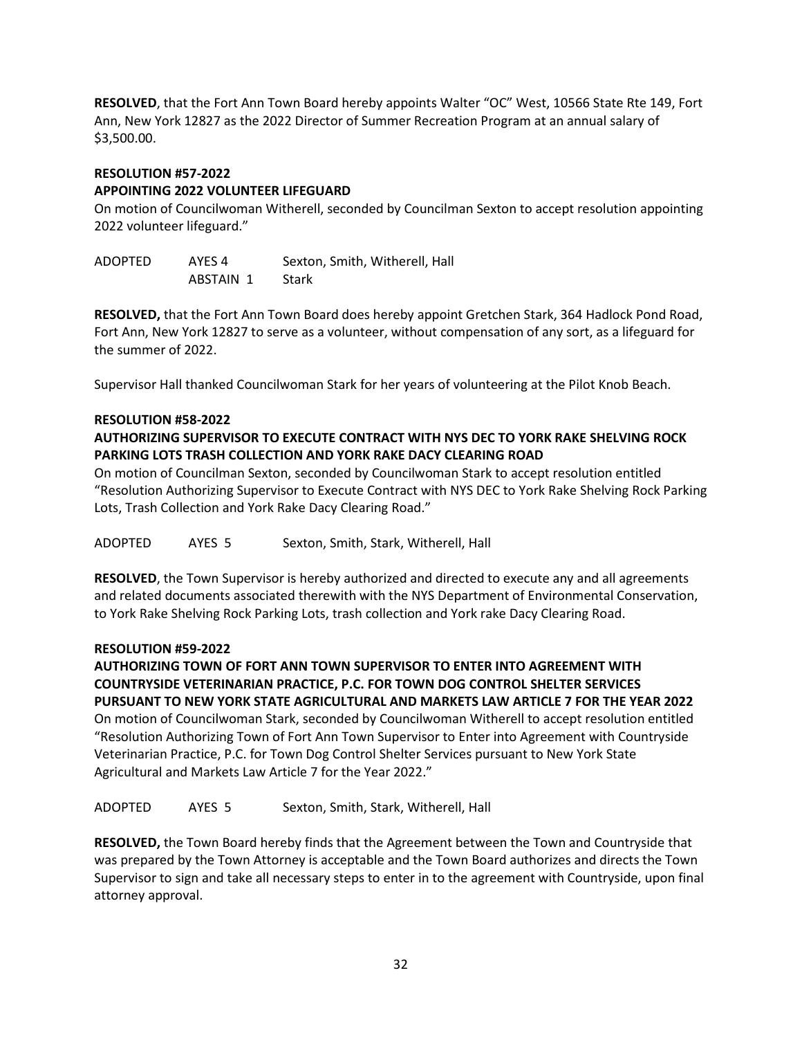**RESOLVED**, that the Fort Ann Town Board hereby appoints Walter "OC" West, 10566 State Rte 149, Fort Ann, New York 12827 as the 2022 Director of Summer Recreation Program at an annual salary of $3,500.00.

**RESOLUTION #57-2022**
**APPOINTING 2022 VOLUNTEER LIFEGUARD**

On motion of Councilwoman Witherell, seconded by Councilman Sexton to accept resolution appointing 2022 volunteer lifeguard."

| ADOPTED | AYES 4 | Sexton, Smith, Witherell, Hall |
|---|---|---|
| | ABSTAIN 1 | Stark |

**RESOLVED,** that the Fort Ann Town Board does hereby appoint Gretchen Stark, 364 Hadlock Pond Road, Fort Ann, New York 12827 to serve as a volunteer, without compensation of any sort, as a lifeguard for the summer of 2022.

Supervisor Hall thanked Councilwoman Stark for her years of volunteering at the Pilot Knob Beach.

**RESOLUTION #58-2022**
**AUTHORIZING SUPERVISOR TO EXECUTE CONTRACT WITH NYS DEC TO YORK RAKE SHELVING ROCK PARKING LOTS TRASH COLLECTION AND YORK RAKE DACY CLEARING ROAD**

On motion of Councilman Sexton, seconded by Councilwoman Stark to accept resolution entitled "Resolution Authorizing Supervisor to Execute Contract with NYS DEC to York Rake Shelving Rock Parking Lots, Trash Collection and York Rake Dacy Clearing Road."

ADOPTED AYES 5 Sexton, Smith, Stark, Witherell, Hall

**RESOLVED**, the Town Supervisor is hereby authorized and directed to execute any and all agreements and related documents associated therewith with the NYS Department of Environmental Conservation, to York Rake Shelving Rock Parking Lots, trash collection and York rake Dacy Clearing Road.

**RESOLUTION #59-2022**
**AUTHORIZING TOWN OF FORT ANN TOWN SUPERVISOR TO ENTER INTO AGREEMENT WITH COUNTRYSIDE VETERINARIAN PRACTICE, P.C. FOR TOWN DOG CONTROL SHELTER SERVICES PURSUANT TO NEW YORK STATE AGRICULTURAL AND MARKETS LAW ARTICLE 7 FOR THE YEAR 2022**

On motion of Councilwoman Stark, seconded by Councilwoman Witherell to accept resolution entitled "Resolution Authorizing Town of Fort Ann Town Supervisor to Enter into Agreement with Countryside Veterinarian Practice, P.C. for Town Dog Control Shelter Services pursuant to New York State Agricultural and Markets Law Article 7 for the Year 2022."

ADOPTED AYES 5 Sexton, Smith, Stark, Witherell, Hall

**RESOLVED,** the Town Board hereby finds that the Agreement between the Town and Countryside that was prepared by the Town Attorney is acceptable and the Town Board authorizes and directs the Town Supervisor to sign and take all necessary steps to enter in to the agreement with Countryside, upon final attorney approval.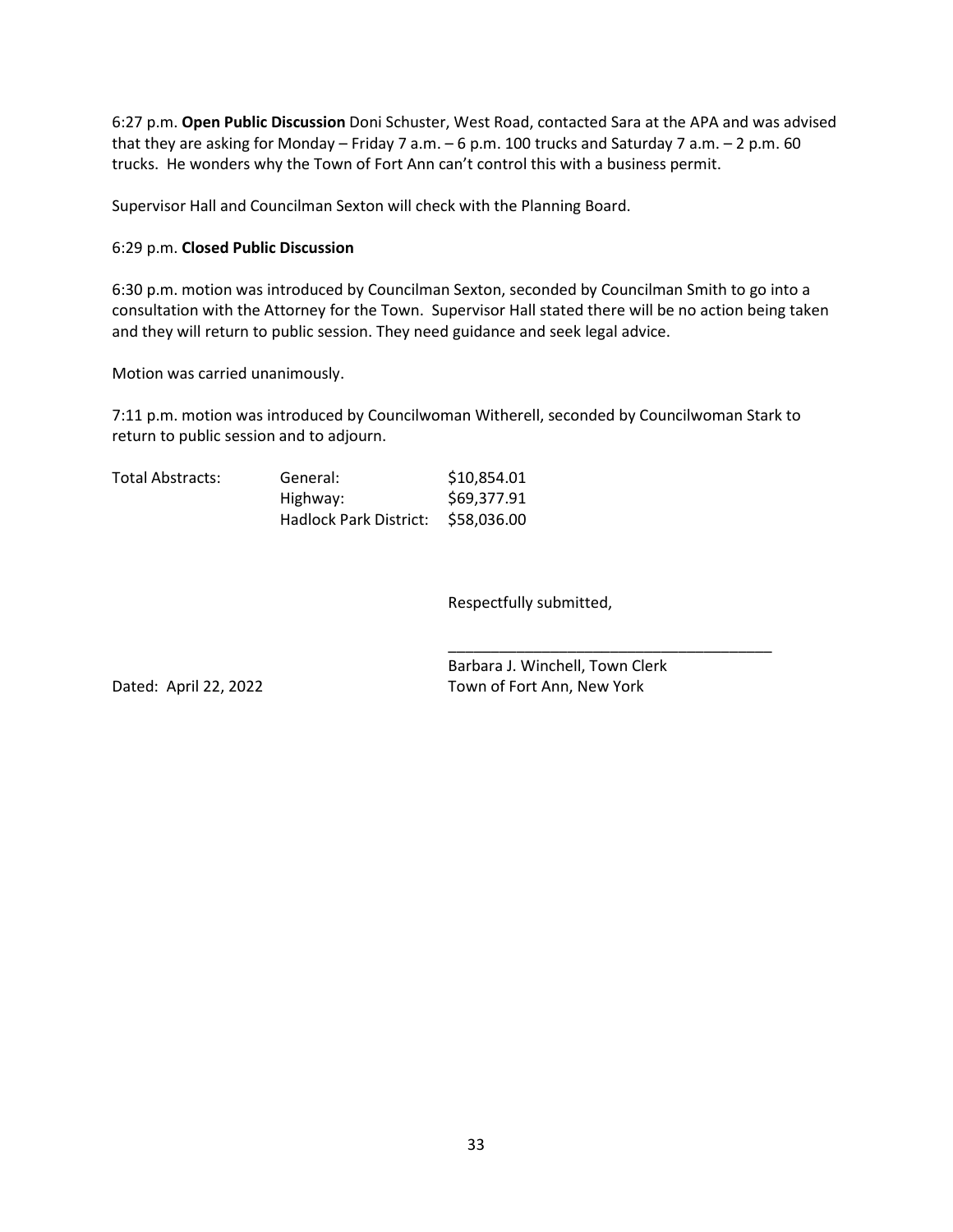6:27 p.m. **Open Public Discussion** Doni Schuster, West Road, contacted Sara at the APA and was advised that they are asking for Monday – Friday 7 a.m. – 6 p.m. 100 trucks and Saturday 7 a.m. – 2 p.m. 60 trucks. He wonders why the Town of Fort Ann can't control this with a business permit.

Supervisor Hall and Councilman Sexton will check with the Planning Board.

6:29 p.m. **Closed Public Discussion**

6:30 p.m. motion was introduced by Councilman Sexton, seconded by Councilman Smith to go into a consultation with the Attorney for the Town. Supervisor Hall stated there will be no action being taken and they will return to public session. They need guidance and seek legal advice.

Motion was carried unanimously.

7:11 p.m. motion was introduced by Councilwoman Witherell, seconded by Councilwoman Stark to return to public session and to adjourn.

| | | |
|---|---|---|
| Total Abstracts: | General: | $10,854.01 |
| | Highway: | $69,377.91 |
| | Hadlock Park District: | $58,036.00 |

Respectfully submitted,

_______________________________________

Barbara J. Winchell, Town Clerk
Town of Fort Ann, New York

Dated: April 22, 2022